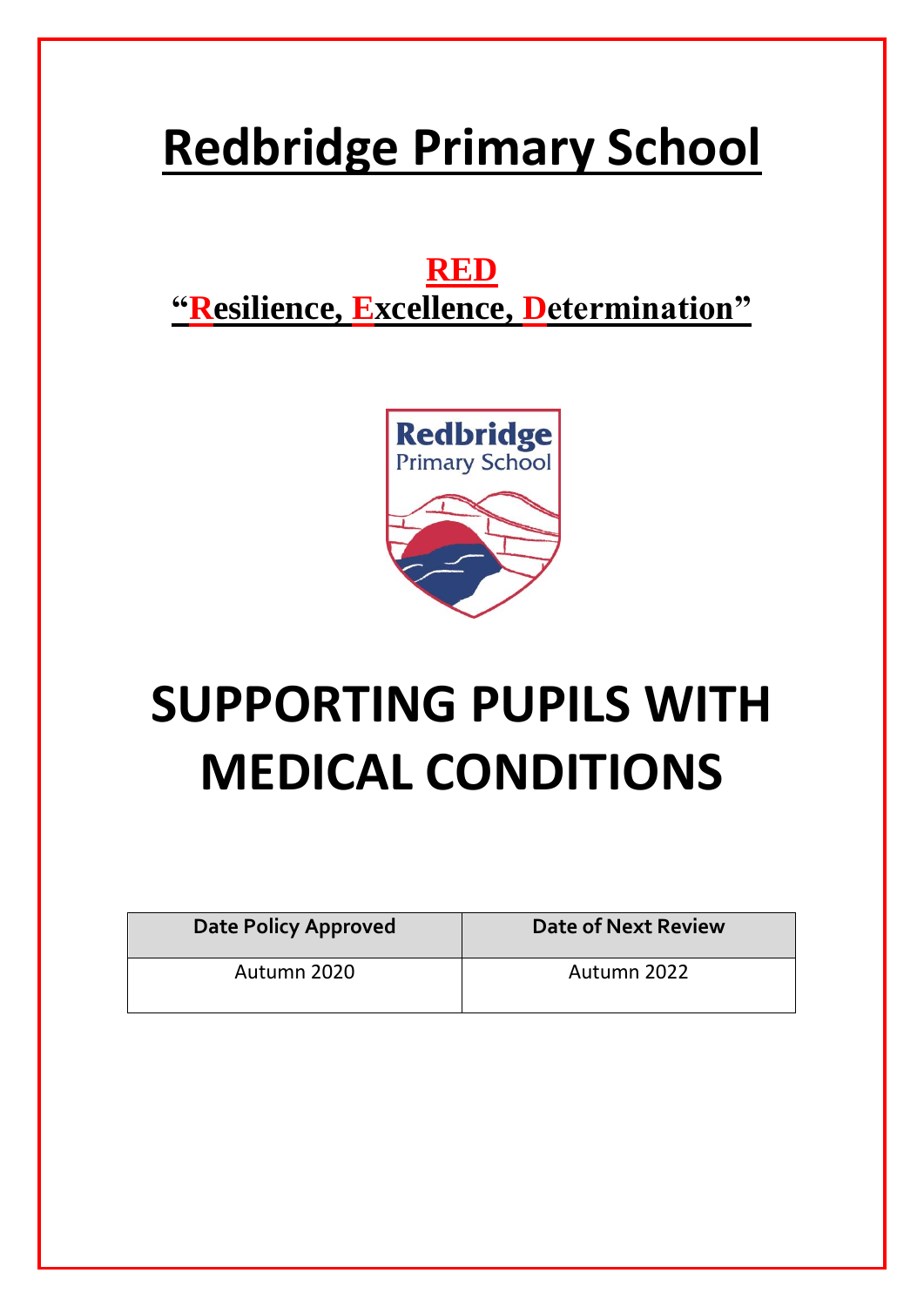# Redbridge Primary School

**RED**

**"Resilience, Excellence, Determination"**

# SUPPORTING PUPILS WITH MEDICAL CONDITIONS

| Date Policy Approved | Date of Next Review |
|---|---|
| Autumn 2020 | Autumn 2022 |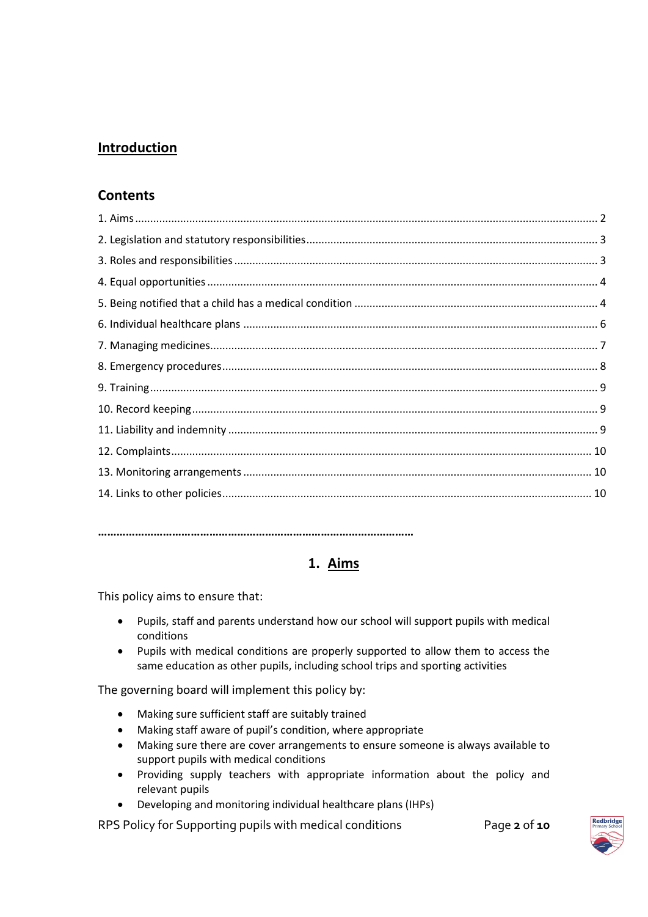## Introduction

### Contents

1. Aims ... 2
2. Legislation and statutory responsibilities ... 3
3. Roles and responsibilities ... 3
4. Equal opportunities ... 4
5. Being notified that a child has a medical condition ... 4
6. Individual healthcare plans ... 6
7. Managing medicines ... 7
8. Emergency procedures ... 8
9. Training ... 9
10. Record keeping ... 9
11. Liability and indemnity ... 9
12. Complaints ... 10
13. Monitoring arrangements ... 10
14. Links to other policies ... 10

**…………………………………………………………………………………………**

## 1. Aims

This policy aims to ensure that:

- Pupils, staff and parents understand how our school will support pupils with medical conditions
- Pupils with medical conditions are properly supported to allow them to access the same education as other pupils, including school trips and sporting activities

The governing board will implement this policy by:

- Making sure sufficient staff are suitably trained
- Making staff aware of pupil's condition, where appropriate
- Making sure there are cover arrangements to ensure someone is always available to support pupils with medical conditions
- Providing supply teachers with appropriate information about the policy and relevant pupils
- Developing and monitoring individual healthcare plans (IHPs)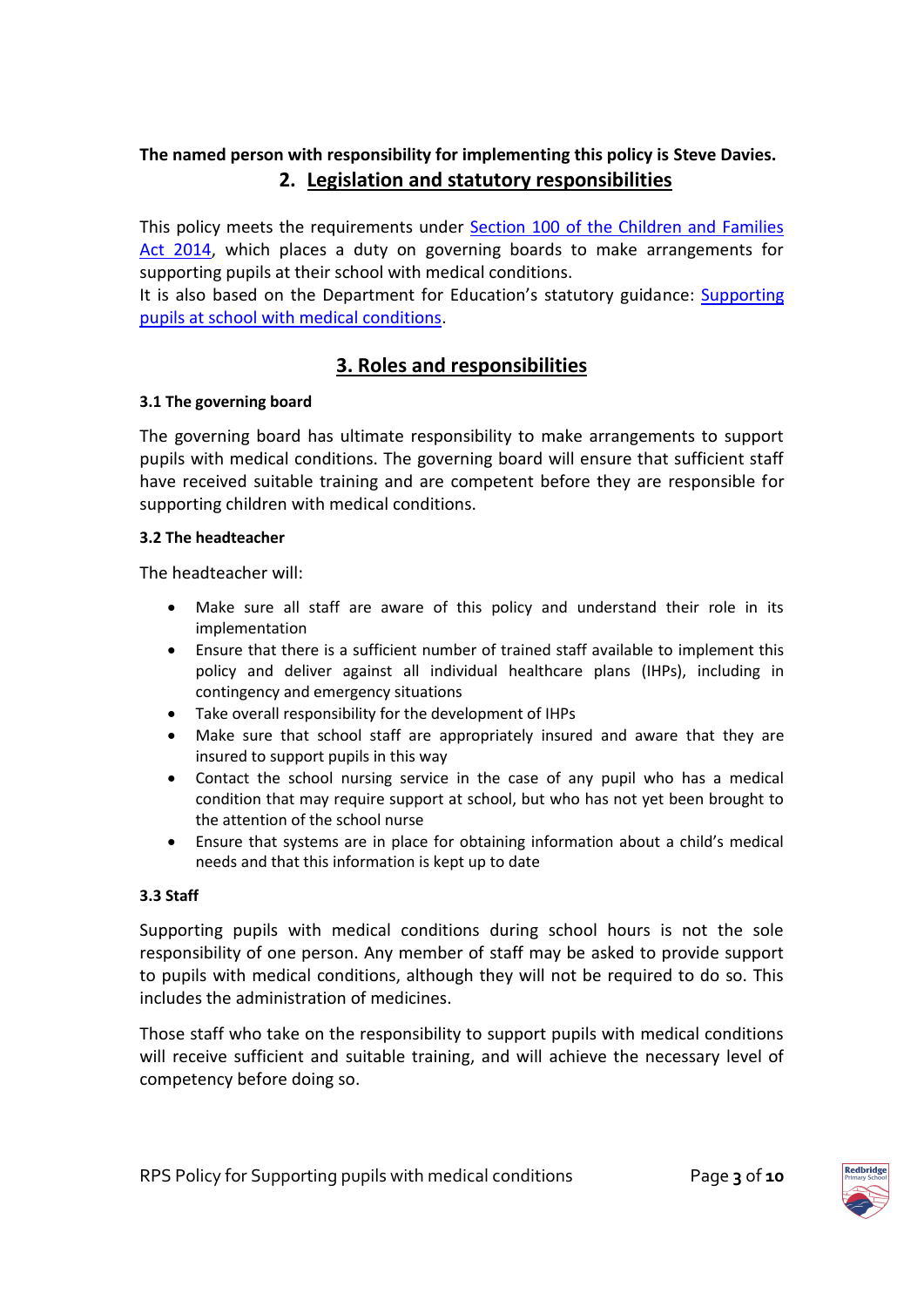**The named person with responsibility for implementing this policy is Steve Davies.**

## 2. Legislation and statutory responsibilities

This policy meets the requirements under [Section 100 of the Children and Families Act 2014](), which places a duty on governing boards to make arrangements for supporting pupils at their school with medical conditions.
It is also based on the Department for Education's statutory guidance: [Supporting pupils at school with medical conditions]().

## 3. Roles and responsibilities

### 3.1 The governing board

The governing board has ultimate responsibility to make arrangements to support pupils with medical conditions. The governing board will ensure that sufficient staff have received suitable training and are competent before they are responsible for supporting children with medical conditions.

### 3.2 The headteacher

The headteacher will:

- Make sure all staff are aware of this policy and understand their role in its implementation
- Ensure that there is a sufficient number of trained staff available to implement this policy and deliver against all individual healthcare plans (IHPs), including in contingency and emergency situations
- Take overall responsibility for the development of IHPs
- Make sure that school staff are appropriately insured and aware that they are insured to support pupils in this way
- Contact the school nursing service in the case of any pupil who has a medical condition that may require support at school, but who has not yet been brought to the attention of the school nurse
- Ensure that systems are in place for obtaining information about a child's medical needs and that this information is kept up to date

### 3.3 Staff

Supporting pupils with medical conditions during school hours is not the sole responsibility of one person. Any member of staff may be asked to provide support to pupils with medical conditions, although they will not be required to do so. This includes the administration of medicines.

Those staff who take on the responsibility to support pupils with medical conditions will receive sufficient and suitable training, and will achieve the necessary level of competency before doing so.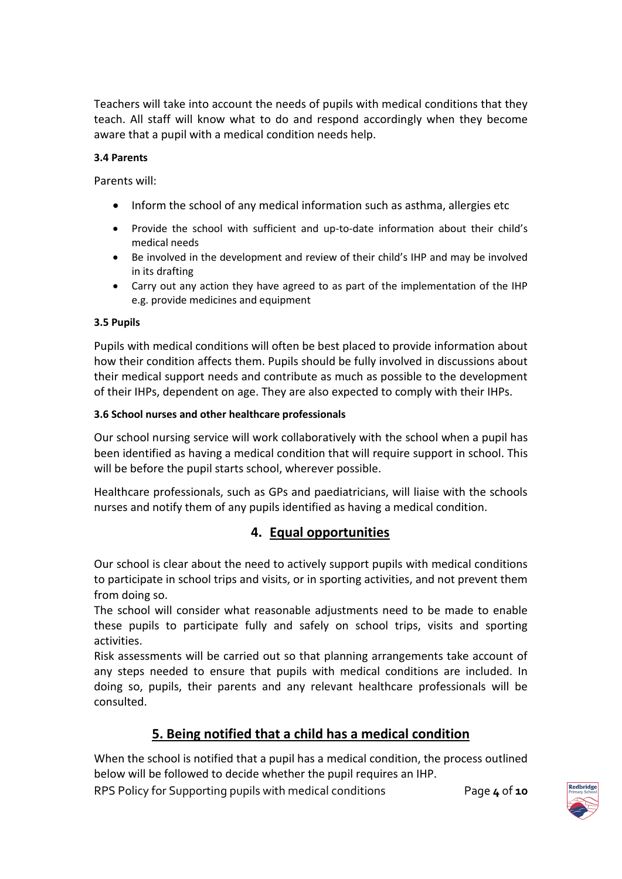Teachers will take into account the needs of pupils with medical conditions that they teach. All staff will know what to do and respond accordingly when they become aware that a pupil with a medical condition needs help.

### 3.4 Parents

Parents will:

- Inform the school of any medical information such as asthma, allergies etc
- Provide the school with sufficient and up-to-date information about their child's medical needs
- Be involved in the development and review of their child's IHP and may be involved in its drafting
- Carry out any action they have agreed to as part of the implementation of the IHP e.g. provide medicines and equipment

### 3.5 Pupils

Pupils with medical conditions will often be best placed to provide information about how their condition affects them. Pupils should be fully involved in discussions about their medical support needs and contribute as much as possible to the development of their IHPs, dependent on age. They are also expected to comply with their IHPs.

### 3.6 School nurses and other healthcare professionals

Our school nursing service will work collaboratively with the school when a pupil has been identified as having a medical condition that will require support in school. This will be before the pupil starts school, wherever possible.

Healthcare professionals, such as GPs and paediatricians, will liaise with the schools nurses and notify them of any pupils identified as having a medical condition.

## 4. Equal opportunities

Our school is clear about the need to actively support pupils with medical conditions to participate in school trips and visits, or in sporting activities, and not prevent them from doing so.
The school will consider what reasonable adjustments need to be made to enable these pupils to participate fully and safely on school trips, visits and sporting activities.
Risk assessments will be carried out so that planning arrangements take account of any steps needed to ensure that pupils with medical conditions are included. In doing so, pupils, their parents and any relevant healthcare professionals will be consulted.

## 5. Being notified that a child has a medical condition

When the school is notified that a pupil has a medical condition, the process outlined below will be followed to decide whether the pupil requires an IHP.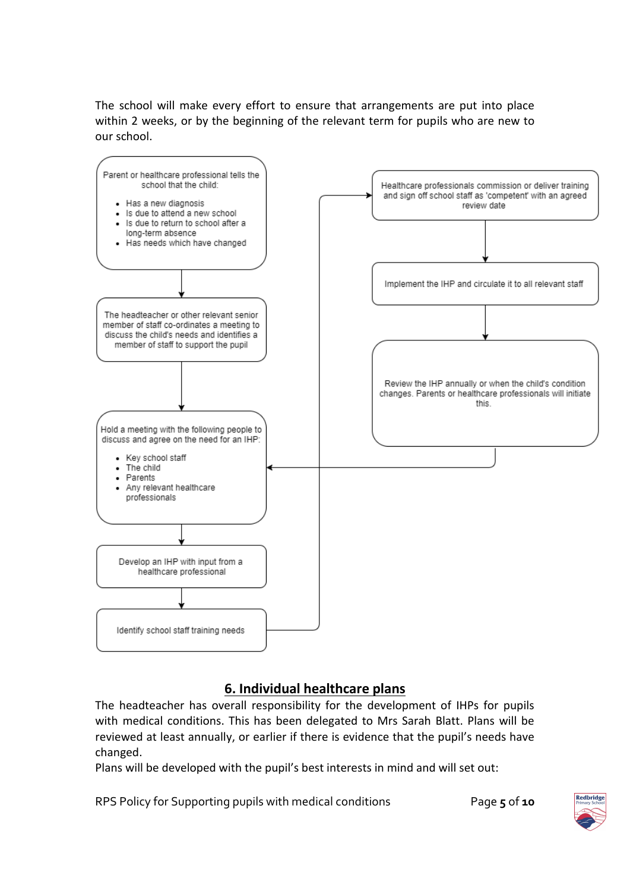The school will make every effort to ensure that arrangements are put into place within 2 weeks, or by the beginning of the relevant term for pupils who are new to our school.

Parent or healthcare professional tells the school that the child:

- Has a new diagnosis
- Is due to attend a new school
- Is due to return to school after a long-term absence
- Has needs which have changed

The headteacher or other relevant senior member of staff co-ordinates a meeting to discuss the child's needs and identifies a member of staff to support the pupil

Hold a meeting with the following people to discuss and agree on the need for an IHP:

- Key school staff
- The child
- Parents
- Any relevant healthcare professionals

Develop an IHP with input from a healthcare professional

Identify school staff training needs

Healthcare professionals commission or deliver training and sign off school staff as 'competent' with an agreed review date

Implement the IHP and circulate it to all relevant staff

Review the IHP annually or when the child's condition changes. Parents or healthcare professionals will initiate this.

## 6. Individual healthcare plans

The headteacher has overall responsibility for the development of IHPs for pupils with medical conditions. This has been delegated to Mrs Sarah Blatt. Plans will be reviewed at least annually, or earlier if there is evidence that the pupil's needs have changed.

Plans will be developed with the pupil's best interests in mind and will set out: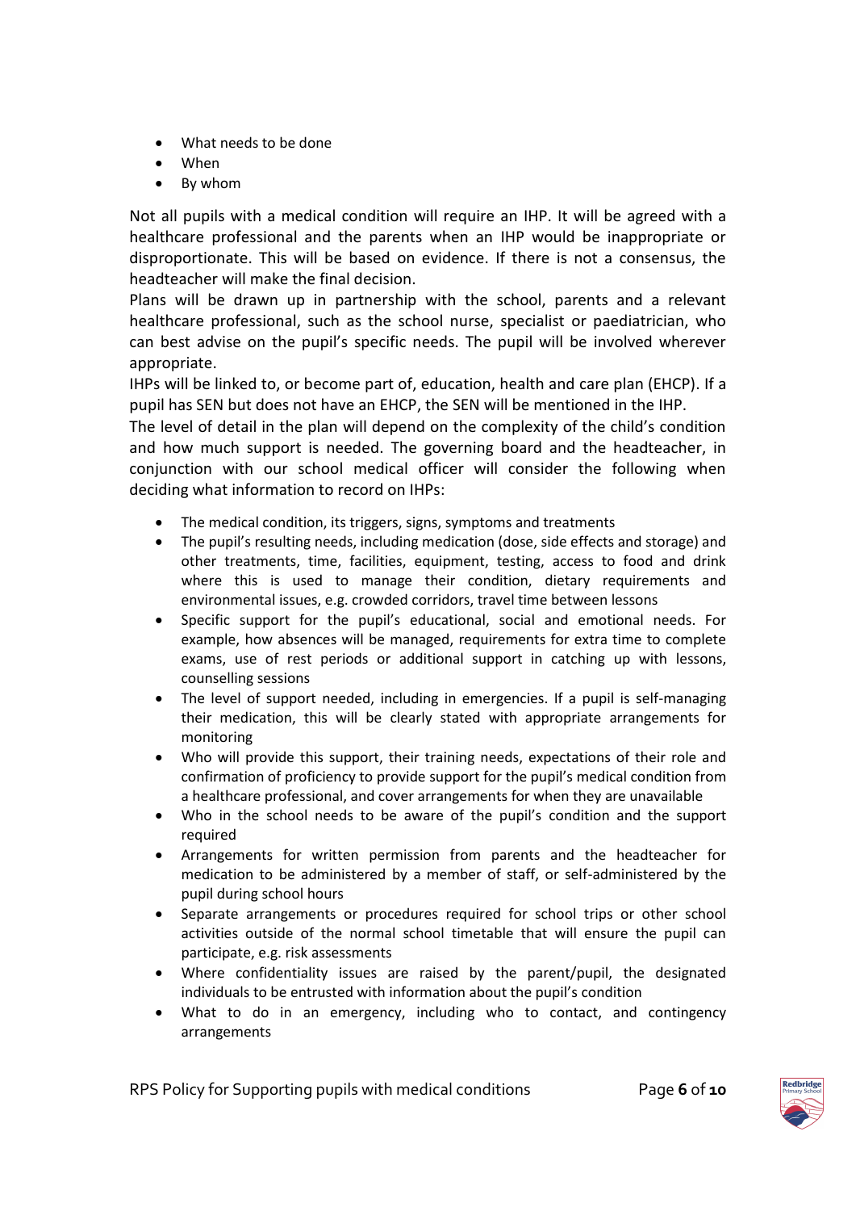- What needs to be done
- When
- By whom

Not all pupils with a medical condition will require an IHP. It will be agreed with a healthcare professional and the parents when an IHP would be inappropriate or disproportionate. This will be based on evidence. If there is not a consensus, the headteacher will make the final decision.

Plans will be drawn up in partnership with the school, parents and a relevant healthcare professional, such as the school nurse, specialist or paediatrician, who can best advise on the pupil's specific needs. The pupil will be involved wherever appropriate.

IHPs will be linked to, or become part of, education, health and care plan (EHCP). If a pupil has SEN but does not have an EHCP, the SEN will be mentioned in the IHP.

The level of detail in the plan will depend on the complexity of the child's condition and how much support is needed. The governing board and the headteacher, in conjunction with our school medical officer will consider the following when deciding what information to record on IHPs:

- The medical condition, its triggers, signs, symptoms and treatments
- The pupil's resulting needs, including medication (dose, side effects and storage) and other treatments, time, facilities, equipment, testing, access to food and drink where this is used to manage their condition, dietary requirements and environmental issues, e.g. crowded corridors, travel time between lessons
- Specific support for the pupil's educational, social and emotional needs. For example, how absences will be managed, requirements for extra time to complete exams, use of rest periods or additional support in catching up with lessons, counselling sessions
- The level of support needed, including in emergencies. If a pupil is self-managing their medication, this will be clearly stated with appropriate arrangements for monitoring
- Who will provide this support, their training needs, expectations of their role and confirmation of proficiency to provide support for the pupil's medical condition from a healthcare professional, and cover arrangements for when they are unavailable
- Who in the school needs to be aware of the pupil's condition and the support required
- Arrangements for written permission from parents and the headteacher for medication to be administered by a member of staff, or self-administered by the pupil during school hours
- Separate arrangements or procedures required for school trips or other school activities outside of the normal school timetable that will ensure the pupil can participate, e.g. risk assessments
- Where confidentiality issues are raised by the parent/pupil, the designated individuals to be entrusted with information about the pupil's condition
- What to do in an emergency, including who to contact, and contingency arrangements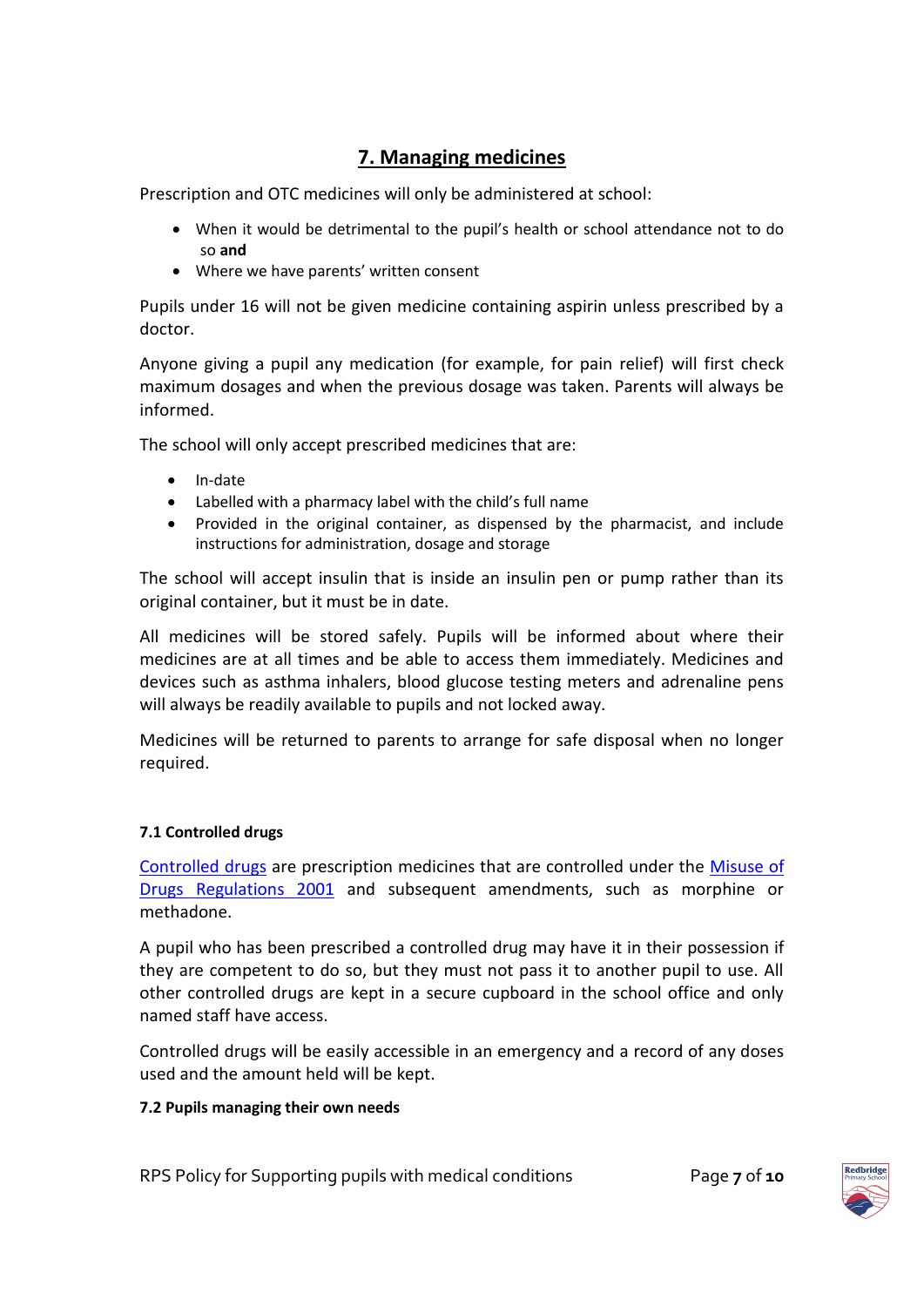## 7. Managing medicines

Prescription and OTC medicines will only be administered at school:

- When it would be detrimental to the pupil's health or school attendance not to do so **and**
- Where we have parents' written consent

Pupils under 16 will not be given medicine containing aspirin unless prescribed by a doctor.

Anyone giving a pupil any medication (for example, for pain relief) will first check maximum dosages and when the previous dosage was taken. Parents will always be informed.

The school will only accept prescribed medicines that are:

- In-date
- Labelled with a pharmacy label with the child's full name
- Provided in the original container, as dispensed by the pharmacist, and include instructions for administration, dosage and storage

The school will accept insulin that is inside an insulin pen or pump rather than its original container, but it must be in date.

All medicines will be stored safely. Pupils will be informed about where their medicines are at all times and be able to access them immediately. Medicines and devices such as asthma inhalers, blood glucose testing meters and adrenaline pens will always be readily available to pupils and not locked away.

Medicines will be returned to parents to arrange for safe disposal when no longer required.

#### 7.1 Controlled drugs

Controlled drugs are prescription medicines that are controlled under the Misuse of Drugs Regulations 2001 and subsequent amendments, such as morphine or methadone.

A pupil who has been prescribed a controlled drug may have it in their possession if they are competent to do so, but they must not pass it to another pupil to use. All other controlled drugs are kept in a secure cupboard in the school office and only named staff have access.

Controlled drugs will be easily accessible in an emergency and a record of any doses used and the amount held will be kept.

#### 7.2 Pupils managing their own needs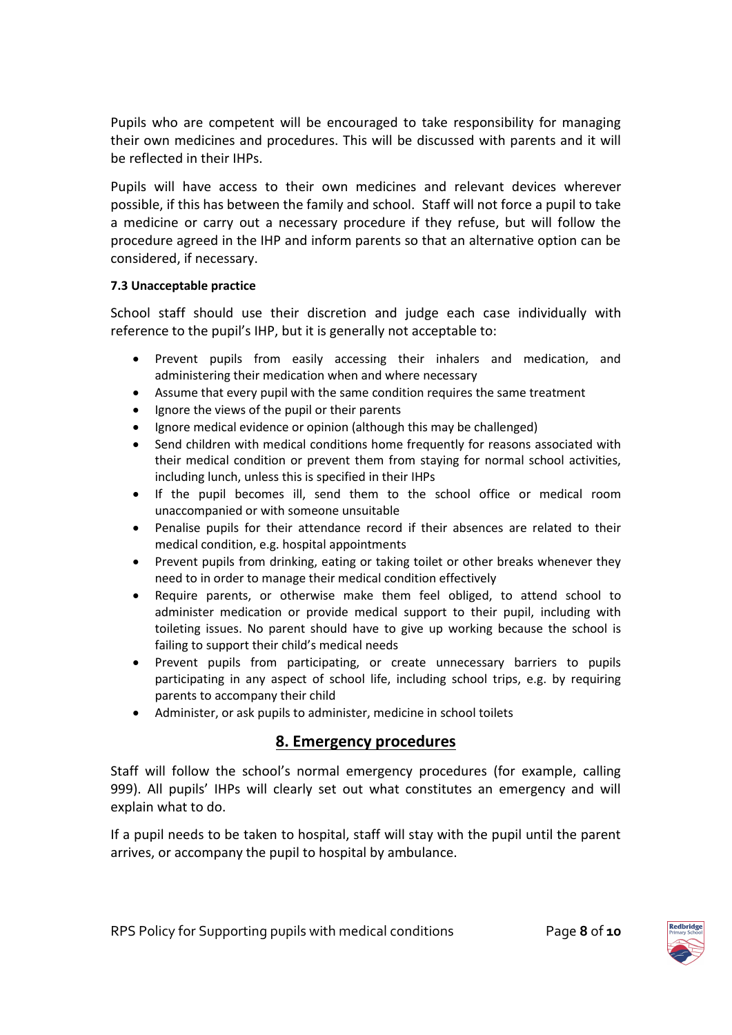Pupils who are competent will be encouraged to take responsibility for managing their own medicines and procedures. This will be discussed with parents and it will be reflected in their IHPs.

Pupils will have access to their own medicines and relevant devices wherever possible, if this has between the family and school. Staff will not force a pupil to take a medicine or carry out a necessary procedure if they refuse, but will follow the procedure agreed in the IHP and inform parents so that an alternative option can be considered, if necessary.

#### 7.3 Unacceptable practice

School staff should use their discretion and judge each case individually with reference to the pupil's IHP, but it is generally not acceptable to:

- Prevent pupils from easily accessing their inhalers and medication, and administering their medication when and where necessary
- Assume that every pupil with the same condition requires the same treatment
- Ignore the views of the pupil or their parents
- Ignore medical evidence or opinion (although this may be challenged)
- Send children with medical conditions home frequently for reasons associated with their medical condition or prevent them from staying for normal school activities, including lunch, unless this is specified in their IHPs
- If the pupil becomes ill, send them to the school office or medical room unaccompanied or with someone unsuitable
- Penalise pupils for their attendance record if their absences are related to their medical condition, e.g. hospital appointments
- Prevent pupils from drinking, eating or taking toilet or other breaks whenever they need to in order to manage their medical condition effectively
- Require parents, or otherwise make them feel obliged, to attend school to administer medication or provide medical support to their pupil, including with toileting issues. No parent should have to give up working because the school is failing to support their child's medical needs
- Prevent pupils from participating, or create unnecessary barriers to pupils participating in any aspect of school life, including school trips, e.g. by requiring parents to accompany their child
- Administer, or ask pupils to administer, medicine in school toilets

## 8. Emergency procedures

Staff will follow the school's normal emergency procedures (for example, calling 999). All pupils' IHPs will clearly set out what constitutes an emergency and will explain what to do.

If a pupil needs to be taken to hospital, staff will stay with the pupil until the parent arrives, or accompany the pupil to hospital by ambulance.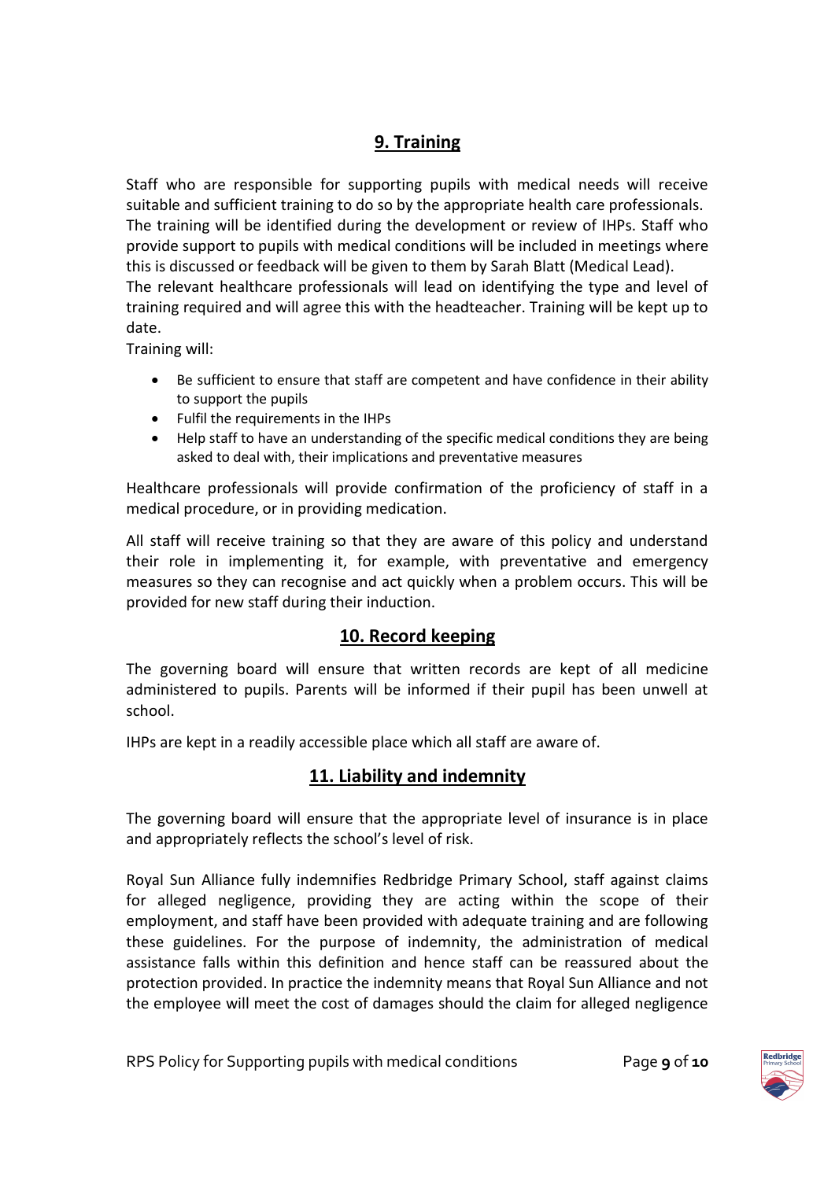## 9. Training

Staff who are responsible for supporting pupils with medical needs will receive suitable and sufficient training to do so by the appropriate health care professionals. The training will be identified during the development or review of IHPs. Staff who provide support to pupils with medical conditions will be included in meetings where this is discussed or feedback will be given to them by Sarah Blatt (Medical Lead).
The relevant healthcare professionals will lead on identifying the type and level of training required and will agree this with the headteacher. Training will be kept up to date.
Training will:

- Be sufficient to ensure that staff are competent and have confidence in their ability to support the pupils
- Fulfil the requirements in the IHPs
- Help staff to have an understanding of the specific medical conditions they are being asked to deal with, their implications and preventative measures

Healthcare professionals will provide confirmation of the proficiency of staff in a medical procedure, or in providing medication.

All staff will receive training so that they are aware of this policy and understand their role in implementing it, for example, with preventative and emergency measures so they can recognise and act quickly when a problem occurs. This will be provided for new staff during their induction.

## 10. Record keeping

The governing board will ensure that written records are kept of all medicine administered to pupils. Parents will be informed if their pupil has been unwell at school.

IHPs are kept in a readily accessible place which all staff are aware of.

## 11. Liability and indemnity

The governing board will ensure that the appropriate level of insurance is in place and appropriately reflects the school's level of risk.

Royal Sun Alliance fully indemnifies Redbridge Primary School, staff against claims for alleged negligence, providing they are acting within the scope of their employment, and staff have been provided with adequate training and are following these guidelines. For the purpose of indemnity, the administration of medical assistance falls within this definition and hence staff can be reassured about the protection provided. In practice the indemnity means that Royal Sun Alliance and not the employee will meet the cost of damages should the claim for alleged negligence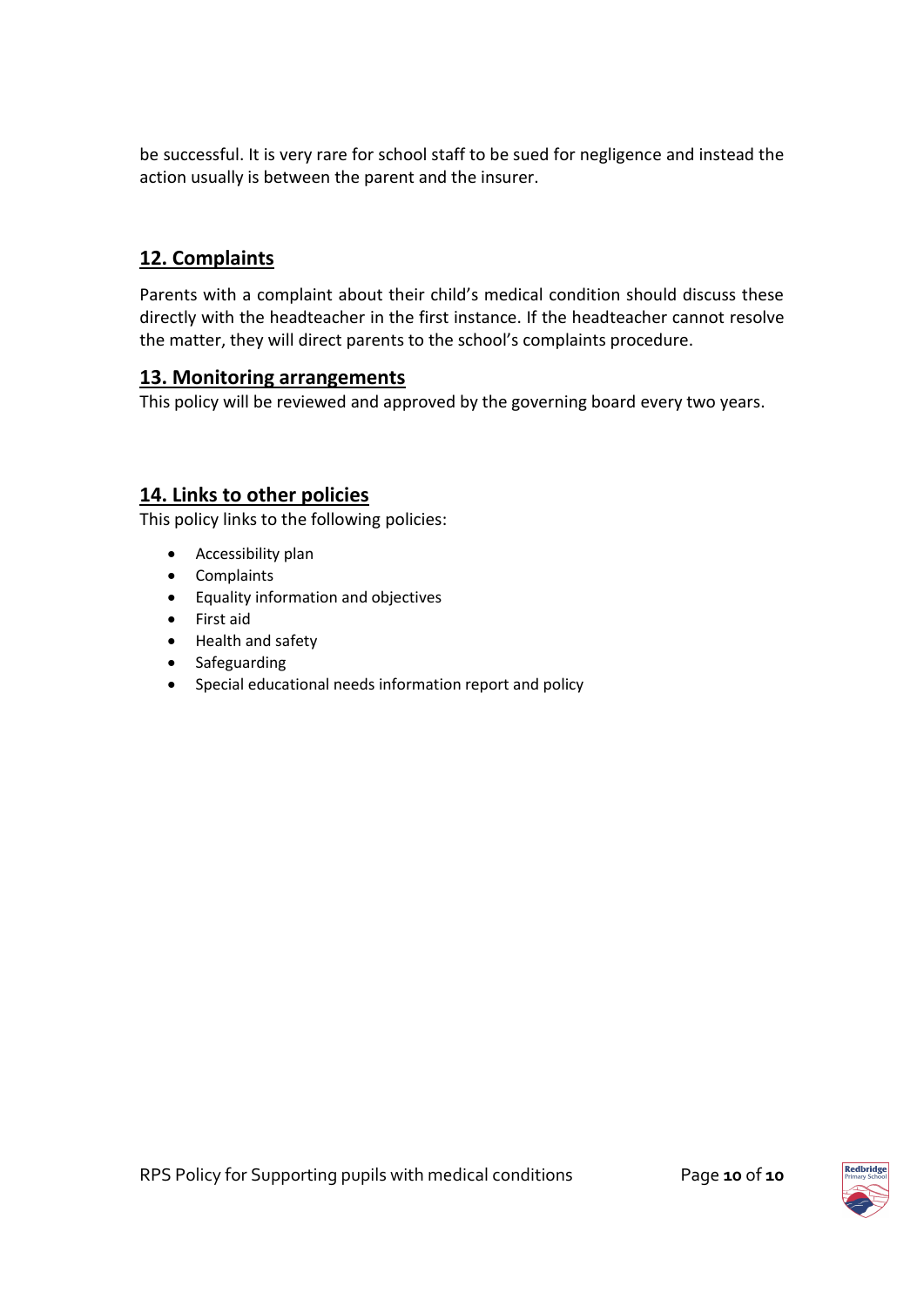be successful. It is very rare for school staff to be sued for negligence and instead the action usually is between the parent and the insurer.

## 12. Complaints

Parents with a complaint about their child's medical condition should discuss these directly with the headteacher in the first instance. If the headteacher cannot resolve the matter, they will direct parents to the school's complaints procedure.

## 13. Monitoring arrangements

This policy will be reviewed and approved by the governing board every two years.

## 14. Links to other policies

This policy links to the following policies:

- Accessibility plan
- Complaints
- Equality information and objectives
- First aid
- Health and safety
- Safeguarding
- Special educational needs information report and policy